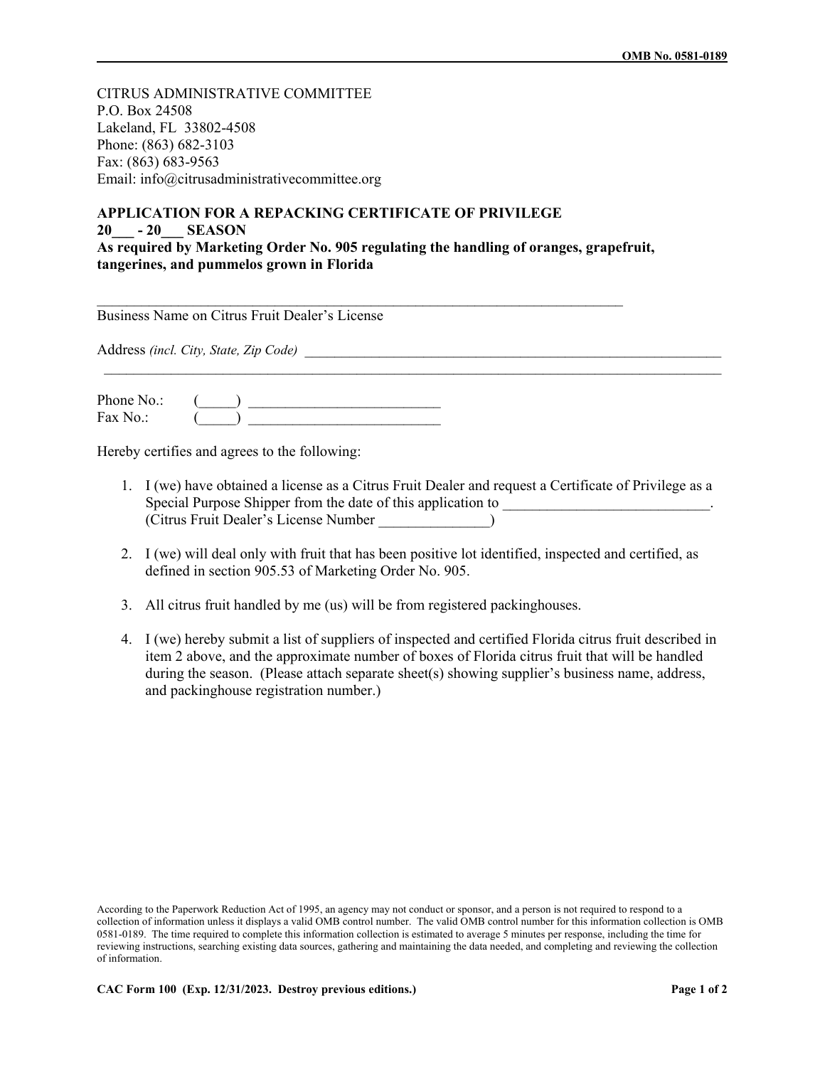OMB No. 0581-0189

CITRUS ADMINISTRATIVE COMMITTEE
P.O. Box 24508
Lakeland, FL 33802-4508
Phone: (863) 682-3103
Fax: (863) 683-9563
Email: info@citrusadministrativecommittee.org

**APPLICATION FOR A REPACKING CERTIFICATE OF PRIVILEGE**
**20___ - 20___ SEASON**
**As required by Marketing Order No. 905 regulating the handling of oranges, grapefruit, tangerines, and pummelos grown in Florida**

_________________________________________________________________________
Business Name on Citrus Fruit Dealer's License

Address *(incl. City, State, Zip Code)* ___________________________________________________________
_________________________________________________________________________________

Phone No.: (_____) __________________________
Fax No.: (_____) __________________________

Hereby certifies and agrees to the following:

1. I (we) have obtained a license as a Citrus Fruit Dealer and request a Certificate of Privilege as a Special Purpose Shipper from the date of this application to ____________________________. (Citrus Fruit Dealer's License Number _______________)

2. I (we) will deal only with fruit that has been positive lot identified, inspected and certified, as defined in section 905.53 of Marketing Order No. 905.

3. All citrus fruit handled by me (us) will be from registered packinghouses.

4. I (we) hereby submit a list of suppliers of inspected and certified Florida citrus fruit described in item 2 above, and the approximate number of boxes of Florida citrus fruit that will be handled during the season. (Please attach separate sheet(s) showing supplier's business name, address, and packinghouse registration number.)

According to the Paperwork Reduction Act of 1995, an agency may not conduct or sponsor, and a person is not required to respond to a collection of information unless it displays a valid OMB control number. The valid OMB control number for this information collection is OMB 0581-0189. The time required to complete this information collection is estimated to average 5 minutes per response, including the time for reviewing instructions, searching existing data sources, gathering and maintaining the data needed, and completing and reviewing the collection of information.

**CAC Form 100 (Exp. 12/31/2023. Destroy previous editions.)**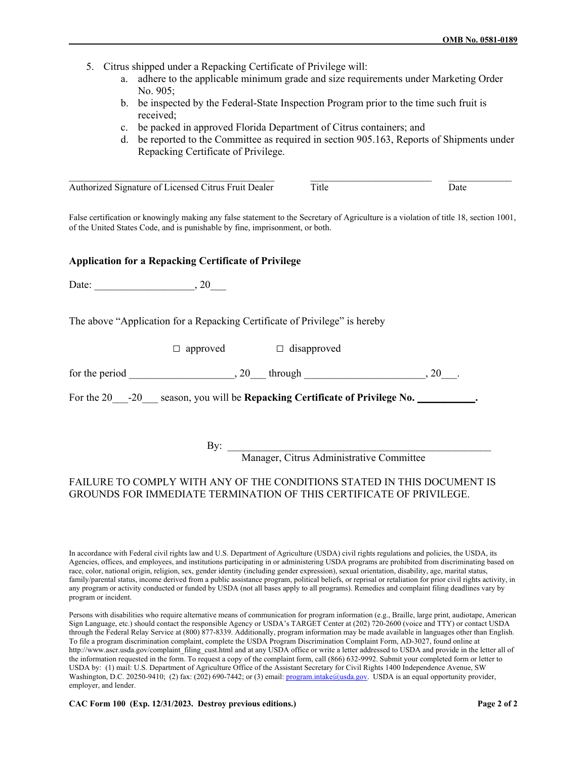5. Citrus shipped under a Repacking Certificate of Privilege will:
   a. adhere to the applicable minimum grade and size requirements under Marketing Order No. 905;
   b. be inspected by the Federal-State Inspection Program prior to the time such fruit is received;
   c. be packed in approved Florida Department of Citrus containers; and
   d. be reported to the Committee as required in section 905.163, Reports of Shipments under Repacking Certificate of Privilege.

\_\_\_\_\_\_\_\_\_\_\_\_\_\_\_\_\_\_\_\_\_\_\_\_\_\_\_\_\_\_\_\_\_\_\_\_\_\_\_\_ &nbsp;&nbsp; \_\_\_\_\_\_\_\_\_\_\_\_\_\_\_\_\_\_\_\_\_\_\_\_ &nbsp;&nbsp; \_\_\_\_\_\_\_\_\_\_\_\_
Authorized Signature of Licensed Citrus Fruit Dealer &nbsp;&nbsp; Title &nbsp;&nbsp; Date

False certification or knowingly making any false statement to the Secretary of Agriculture is a violation of title 18, section 1001, of the United States Code, and is punishable by fine, imprisonment, or both.

**Application for a Repacking Certificate of Privilege**

Date: \_\_\_\_\_\_\_\_\_\_\_\_\_\_\_\_\_\_\_, 20\_\_\_

The above "Application for a Repacking Certificate of Privilege" is hereby

☐ approved &nbsp;&nbsp;&nbsp;&nbsp; ☐ disapproved

for the period \_\_\_\_\_\_\_\_\_\_\_\_\_\_\_\_\_\_\_, 20\_\_\_ through \_\_\_\_\_\_\_\_\_\_\_\_\_\_\_\_\_\_\_\_\_\_, 20\_\_\_.

For the 20\_\_\_-20\_\_\_ season, you will be **Repacking Certificate of Privilege No. \_\_\_\_\_\_\_\_\_\_\_.**

By: \_\_\_\_\_\_\_\_\_\_\_\_\_\_\_\_\_\_\_\_\_\_\_\_\_\_\_\_\_\_\_\_\_\_\_\_\_\_\_\_\_\_\_\_\_\_\_\_\_\_\_\_
Manager, Citrus Administrative Committee

FAILURE TO COMPLY WITH ANY OF THE CONDITIONS STATED IN THIS DOCUMENT IS GROUNDS FOR IMMEDIATE TERMINATION OF THIS CERTIFICATE OF PRIVILEGE.

In accordance with Federal civil rights law and U.S. Department of Agriculture (USDA) civil rights regulations and policies, the USDA, its Agencies, offices, and employees, and institutions participating in or administering USDA programs are prohibited from discriminating based on race, color, national origin, religion, sex, gender identity (including gender expression), sexual orientation, disability, age, marital status, family/parental status, income derived from a public assistance program, political beliefs, or reprisal or retaliation for prior civil rights activity, in any program or activity conducted or funded by USDA (not all bases apply to all programs). Remedies and complaint filing deadlines vary by program or incident.

Persons with disabilities who require alternative means of communication for program information (e.g., Braille, large print, audiotape, American Sign Language, etc.) should contact the responsible Agency or USDA's TARGET Center at (202) 720-2600 (voice and TTY) or contact USDA through the Federal Relay Service at (800) 877-8339. Additionally, program information may be made available in languages other than English. To file a program discrimination complaint, complete the USDA Program Discrimination Complaint Form, AD-3027, found online at http://www.ascr.usda.gov/complaint_filing_cust.html and at any USDA office or write a letter addressed to USDA and provide in the letter all of the information requested in the form. To request a copy of the complaint form, call (866) 632-9992. Submit your completed form or letter to USDA by: (1) mail: U.S. Department of Agriculture Office of the Assistant Secretary for Civil Rights 1400 Independence Avenue, SW Washington, D.C. 20250-9410; (2) fax: (202) 690-7442; or (3) email: program.intake@usda.gov. USDA is an equal opportunity provider, employer, and lender.

**CAC Form 100 (Exp. 12/31/2023. Destroy previous editions.)**